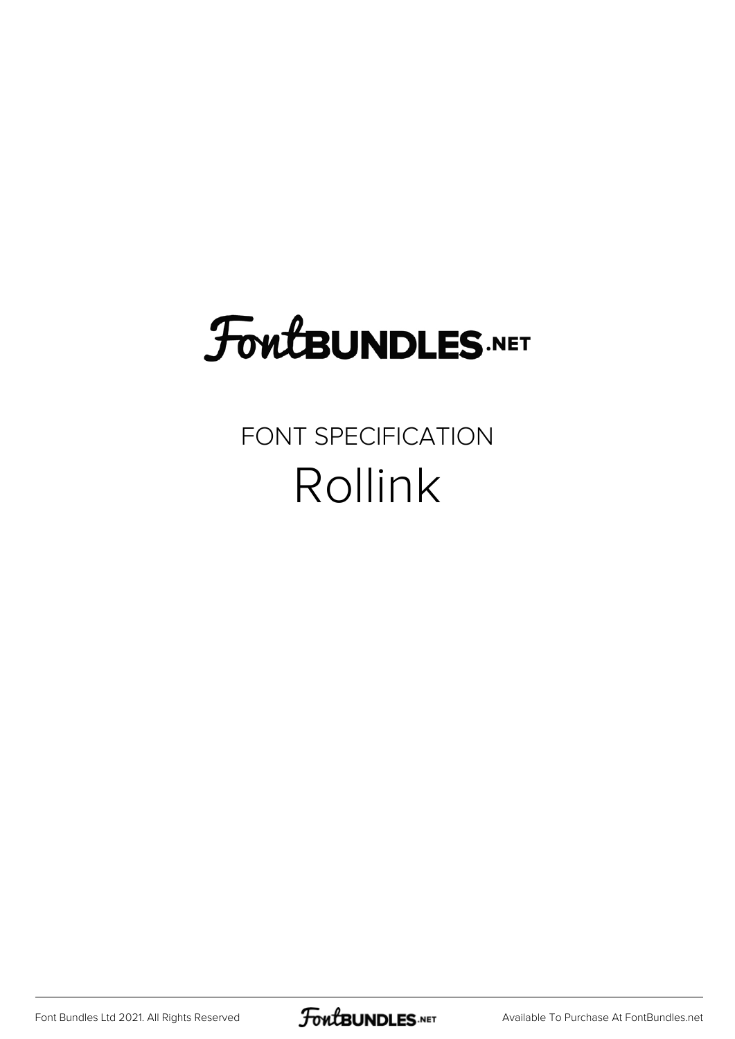FontBUNDLES.NET

FONT SPECIFICATION

# Rollink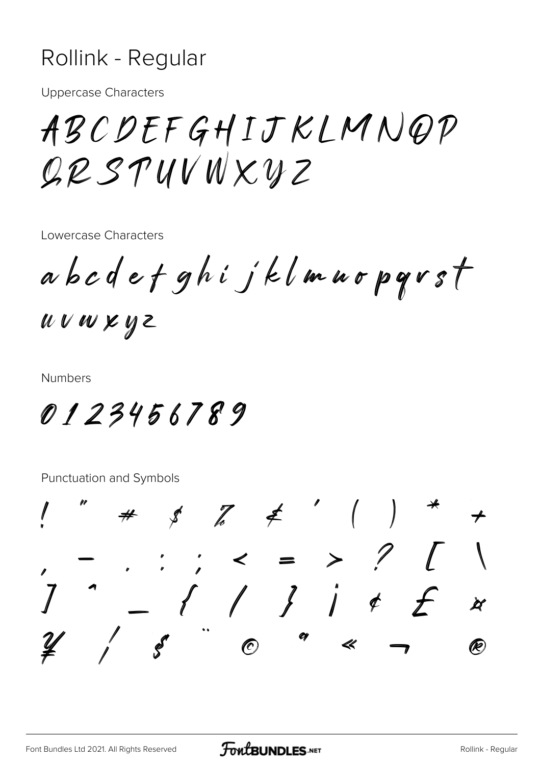# Rollink - Regular

Uppercase Characters

ABCDEFGHIJKLMNOP
QRSTUVWXYZ

Lowercase Characters

abcdefghijklmnopqrst
uvwxyz

Numbers

0123456789

Punctuation and Symbols

! " # $ % & ' ( ) * +
, - . : ; < = > ? [ \
] ^ _ { | } ¡ ¢ £ ¤
¥ ¦ § ¨ © ª « ¬ ®

Font Bundles Ltd 2021. All Rights Reserved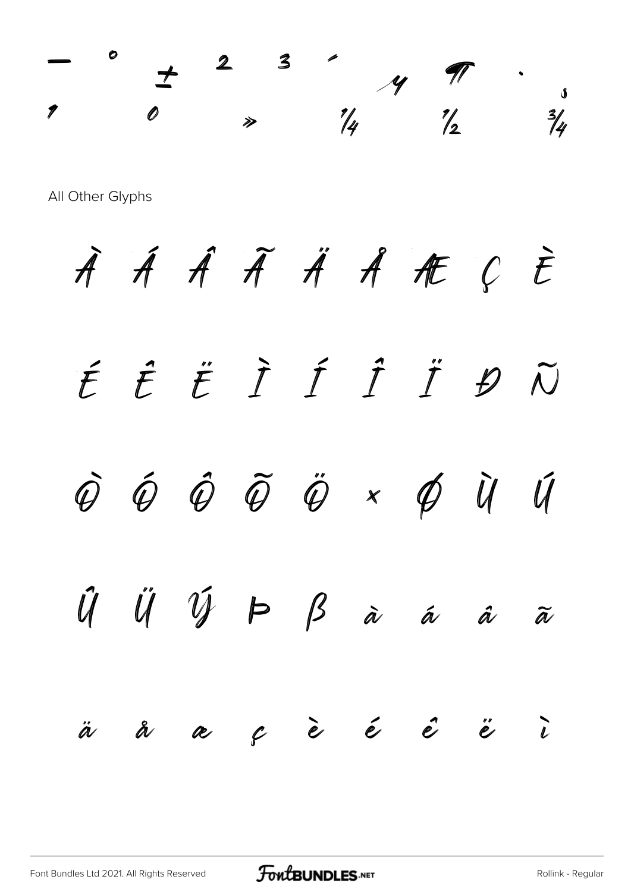¯ ° ± ² ³ ´ µ ¶ · ¸ ¹ º » ¼ ½ ¾

All Other Glyphs

À Á Â Ã Ä Å Æ Ç È

É Ê Ë Ì Í Î Ï Ð Ñ

Ò Ó Ô Õ Ö × Ø Ù Ú

Û Ü Ý Þ ß à á â ã

ä å æ ç è é ê ë ì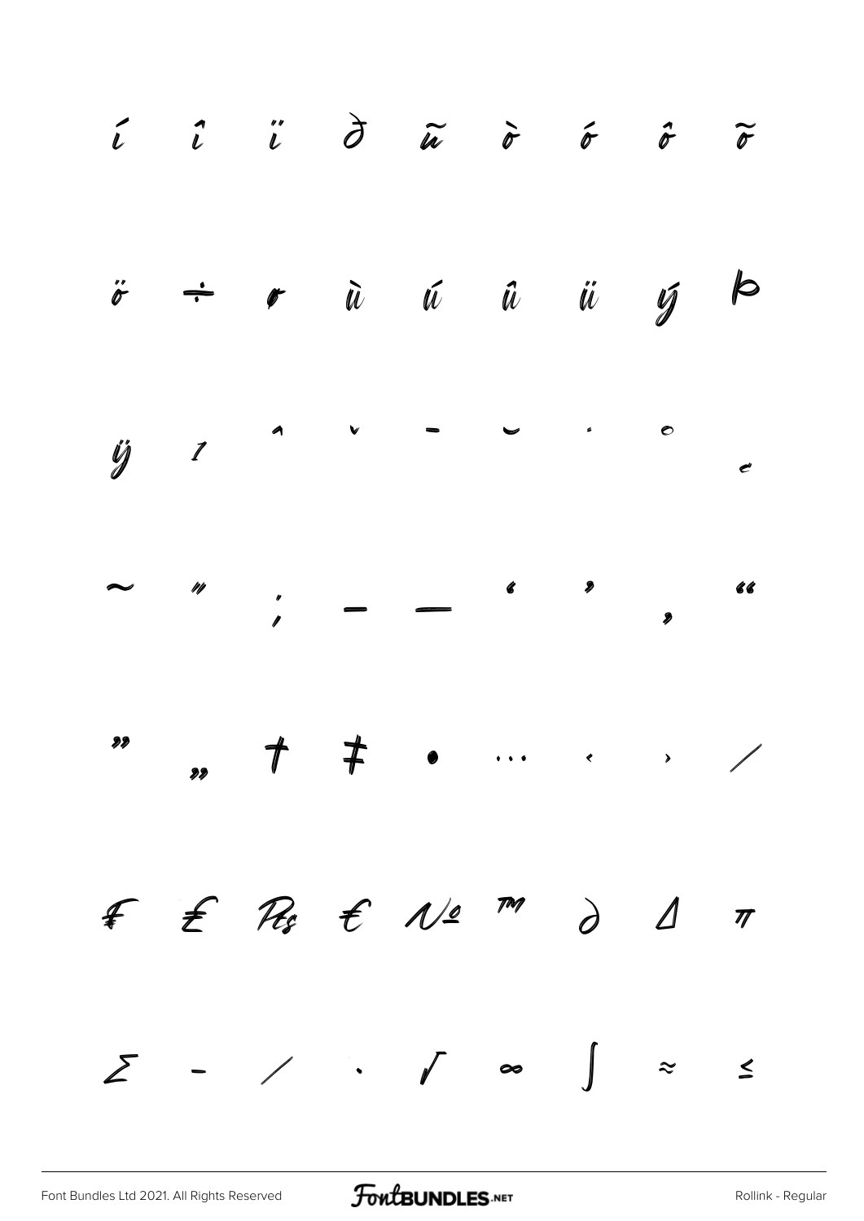í î ï ð ũ ò ó ô õ

ö ÷ ø ù ú û ü ý þ

ÿ ı ˆ ˇ ¯ ˘ ˙ ˚ ¸

˜ ˝ ; – — ' ' ‚ "

" „ † ‡ • … ‹ › ⁄

₣ ₤ ₧ € № ™ ∂ ∆ π

∑ − ∕ ∙ √ ∞ ∫ ≈ ≤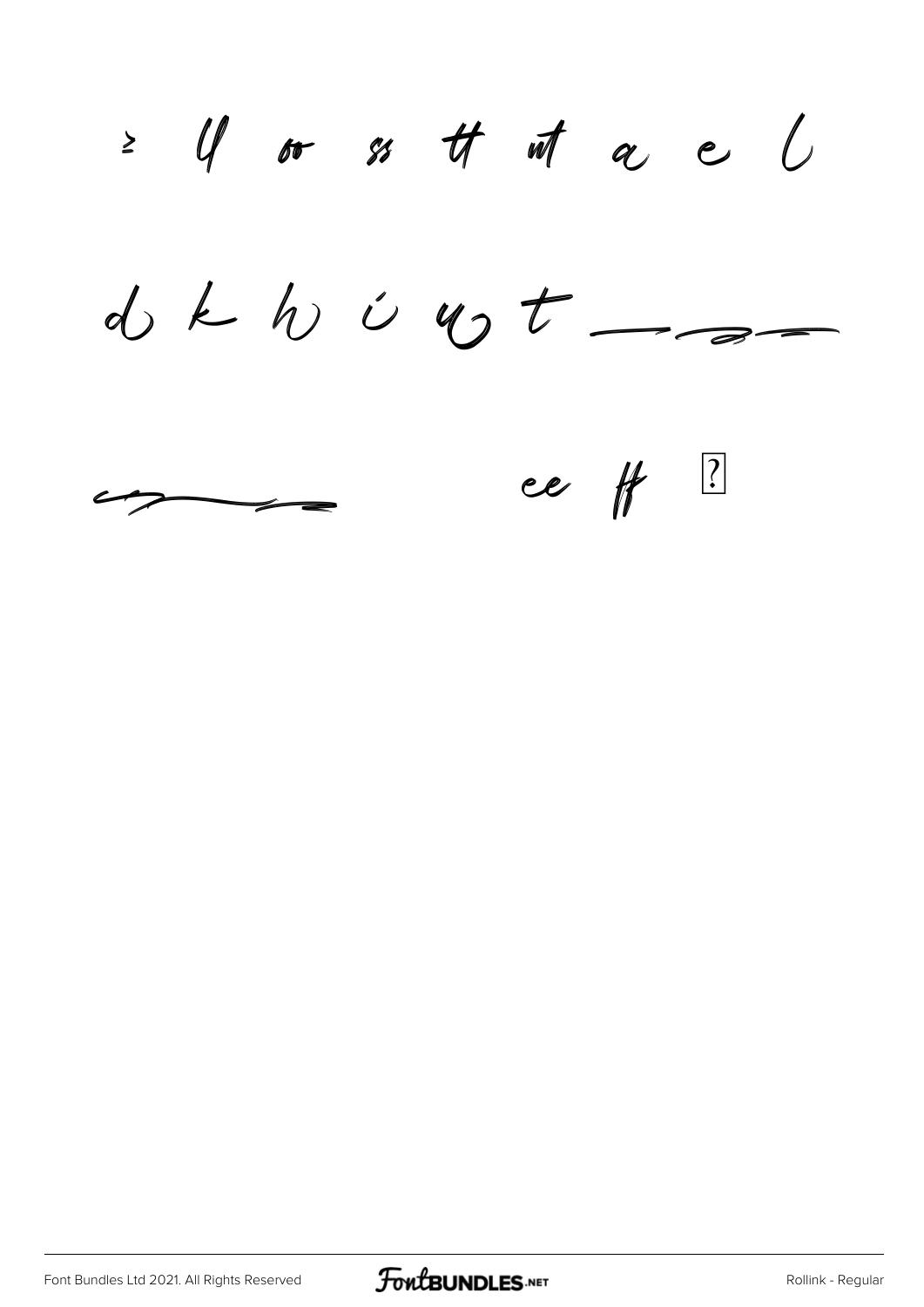≥ ll oo ss tt nt a e l

d k h i u t

ee ff ?